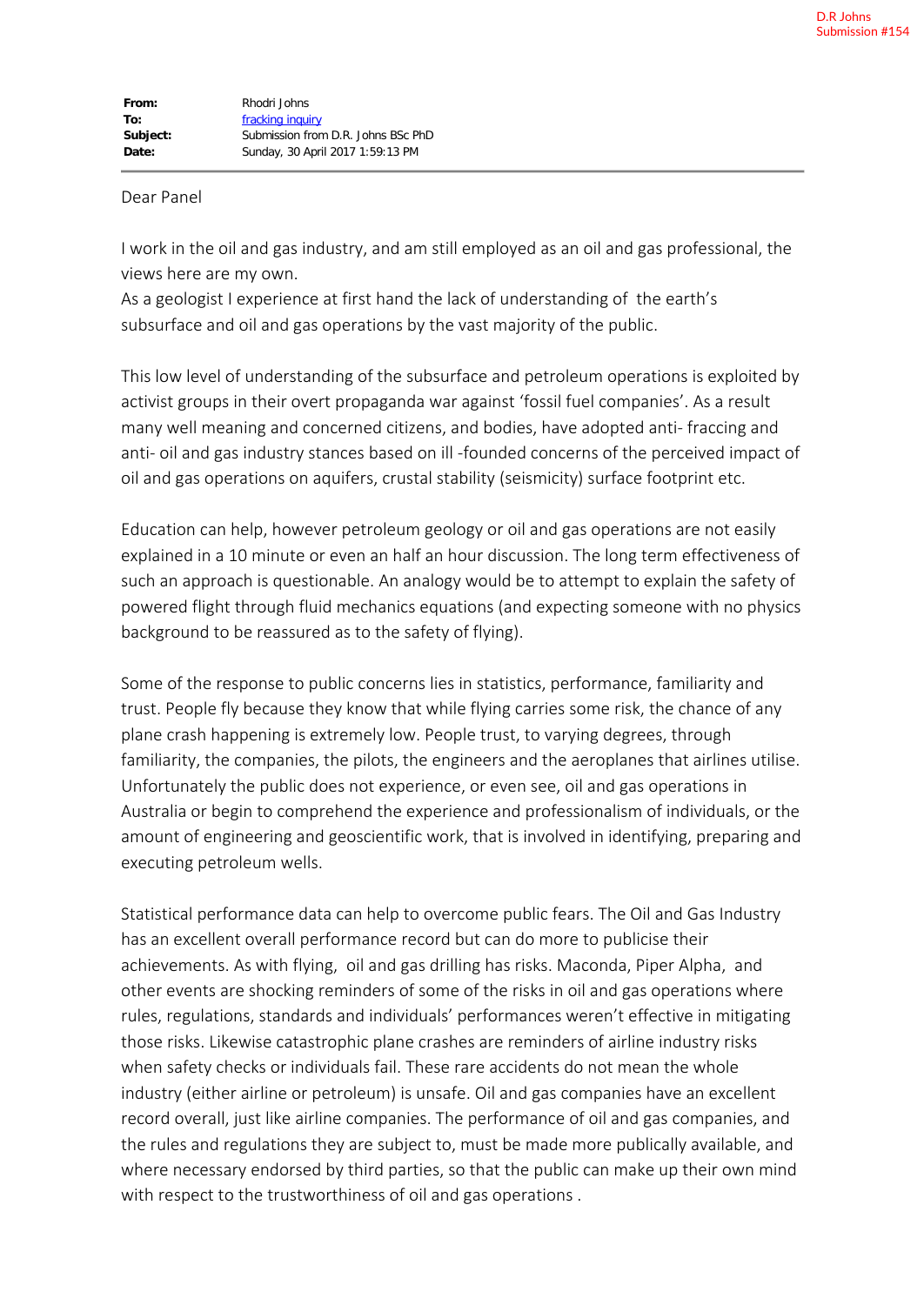D.R Johns
Submission #154

**From:** Rhodri Johns
**To:** fracking inquiry
**Subject:** Submission from D.R. Johns BSc PhD
**Date:** Sunday, 30 April 2017 1:59:13 PM

---

Dear Panel

I work in the oil and gas industry, and am still employed as an oil and gas professional, the views here are my own.
As a geologist I experience at first hand the lack of understanding of the earth's subsurface and oil and gas operations by the vast majority of the public.

This low level of understanding of the subsurface and petroleum operations is exploited by activist groups in their overt propaganda war against 'fossil fuel companies'. As a result many well meaning and concerned citizens, and bodies, have adopted anti- fraccing and anti- oil and gas industry stances based on ill -founded concerns of the perceived impact of oil and gas operations on aquifers, crustal stability (seismicity) surface footprint etc.

Education can help, however petroleum geology or oil and gas operations are not easily explained in a 10 minute or even an half an hour discussion. The long term effectiveness of such an approach is questionable. An analogy would be to attempt to explain the safety of powered flight through fluid mechanics equations (and expecting someone with no physics background to be reassured as to the safety of flying).

Some of the response to public concerns lies in statistics, performance, familiarity and trust. People fly because they know that while flying carries some risk, the chance of any plane crash happening is extremely low. People trust, to varying degrees, through familiarity, the companies, the pilots, the engineers and the aeroplanes that airlines utilise. Unfortunately the public does not experience, or even see, oil and gas operations in Australia or begin to comprehend the experience and professionalism of individuals, or the amount of engineering and geoscientific work, that is involved in identifying, preparing and executing petroleum wells.

Statistical performance data can help to overcome public fears. The Oil and Gas Industry has an excellent overall performance record but can do more to publicise their achievements. As with flying, oil and gas drilling has risks. Maconda, Piper Alpha, and other events are shocking reminders of some of the risks in oil and gas operations where rules, regulations, standards and individuals' performances weren't effective in mitigating those risks. Likewise catastrophic plane crashes are reminders of airline industry risks when safety checks or individuals fail. These rare accidents do not mean the whole industry (either airline or petroleum) is unsafe. Oil and gas companies have an excellent record overall, just like airline companies. The performance of oil and gas companies, and the rules and regulations they are subject to, must be made more publically available, and where necessary endorsed by third parties, so that the public can make up their own mind with respect to the trustworthiness of oil and gas operations .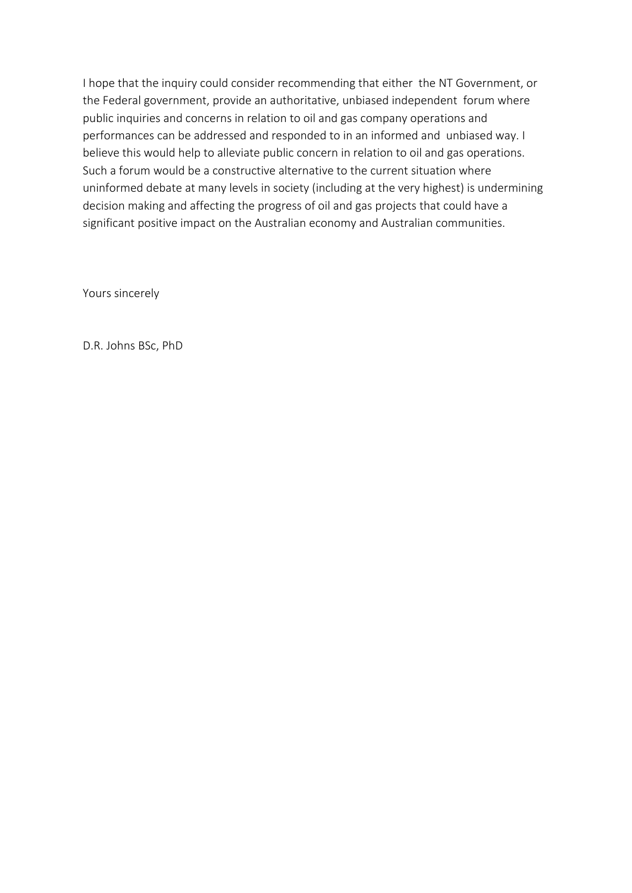I hope that the inquiry could consider recommending that either the NT Government, or the Federal government, provide an authoritative, unbiased independent forum where public inquiries and concerns in relation to oil and gas company operations and performances can be addressed and responded to in an informed and unbiased way. I believe this would help to alleviate public concern in relation to oil and gas operations. Such a forum would be a constructive alternative to the current situation where uninformed debate at many levels in society (including at the very highest) is undermining decision making and affecting the progress of oil and gas projects that could have a significant positive impact on the Australian economy and Australian communities.

Yours sincerely

D.R. Johns BSc, PhD